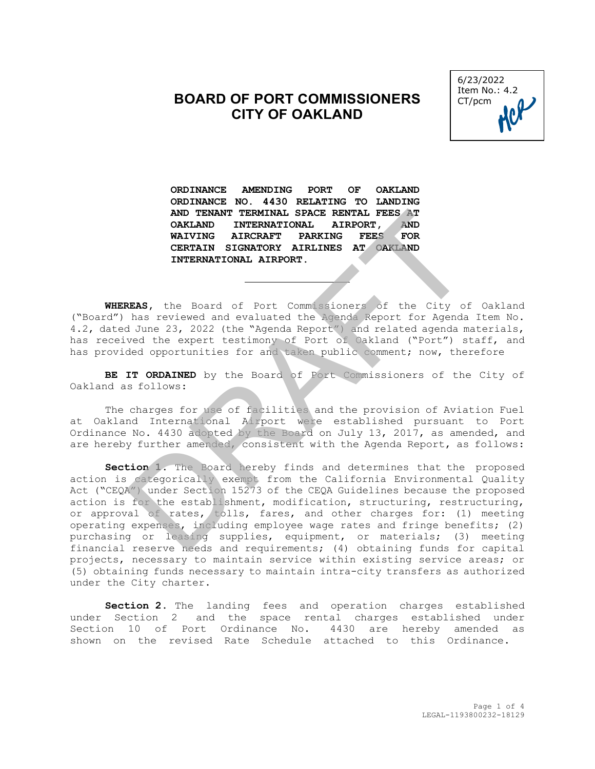6/23/2022
Item No.: 4.2
CT/pcm

# BOARD OF PORT COMMISSIONERS
# CITY OF OAKLAND

**ORDINANCE AMENDING PORT OF OAKLAND ORDINANCE NO. 4430 RELATING TO LANDING AND TENANT TERMINAL SPACE RENTAL FEES AT OAKLAND INTERNATIONAL AIRPORT, AND WAIVING AIRCRAFT PARKING FEES FOR CERTAIN SIGNATORY AIRLINES AT OAKLAND INTERNATIONAL AIRPORT.**

---

**WHEREAS,** the Board of Port Commissioners of the City of Oakland ("Board") has reviewed and evaluated the Agenda Report for Agenda Item No. 4.2, dated June 23, 2022 (the "Agenda Report") and related agenda materials, has received the expert testimony of Port of Oakland ("Port") staff, and has provided opportunities for and taken public comment; now, therefore

**BE IT ORDAINED** by the Board of Port Commissioners of the City of Oakland as follows:

The charges for use of facilities and the provision of Aviation Fuel at Oakland International Airport were established pursuant to Port Ordinance No. 4430 adopted by the Board on July 13, 2017, as amended, and are hereby further amended, consistent with the Agenda Report, as follows:

**Section 1.** The Board hereby finds and determines that the proposed action is categorically exempt from the California Environmental Quality Act ("CEQA") under Section 15273 of the CEQA Guidelines because the proposed action is for the establishment, modification, structuring, restructuring, or approval of rates, tolls, fares, and other charges for: (1) meeting operating expenses, including employee wage rates and fringe benefits; (2) purchasing or leasing supplies, equipment, or materials; (3) meeting financial reserve needs and requirements; (4) obtaining funds for capital projects, necessary to maintain service within existing service areas; or (5) obtaining funds necessary to maintain intra-city transfers as authorized under the City charter.

**Section 2.** The landing fees and operation charges established under Section 2 and the space rental charges established under Section 10 of Port Ordinance No. 4430 are hereby amended as shown on the revised Rate Schedule attached to this Ordinance.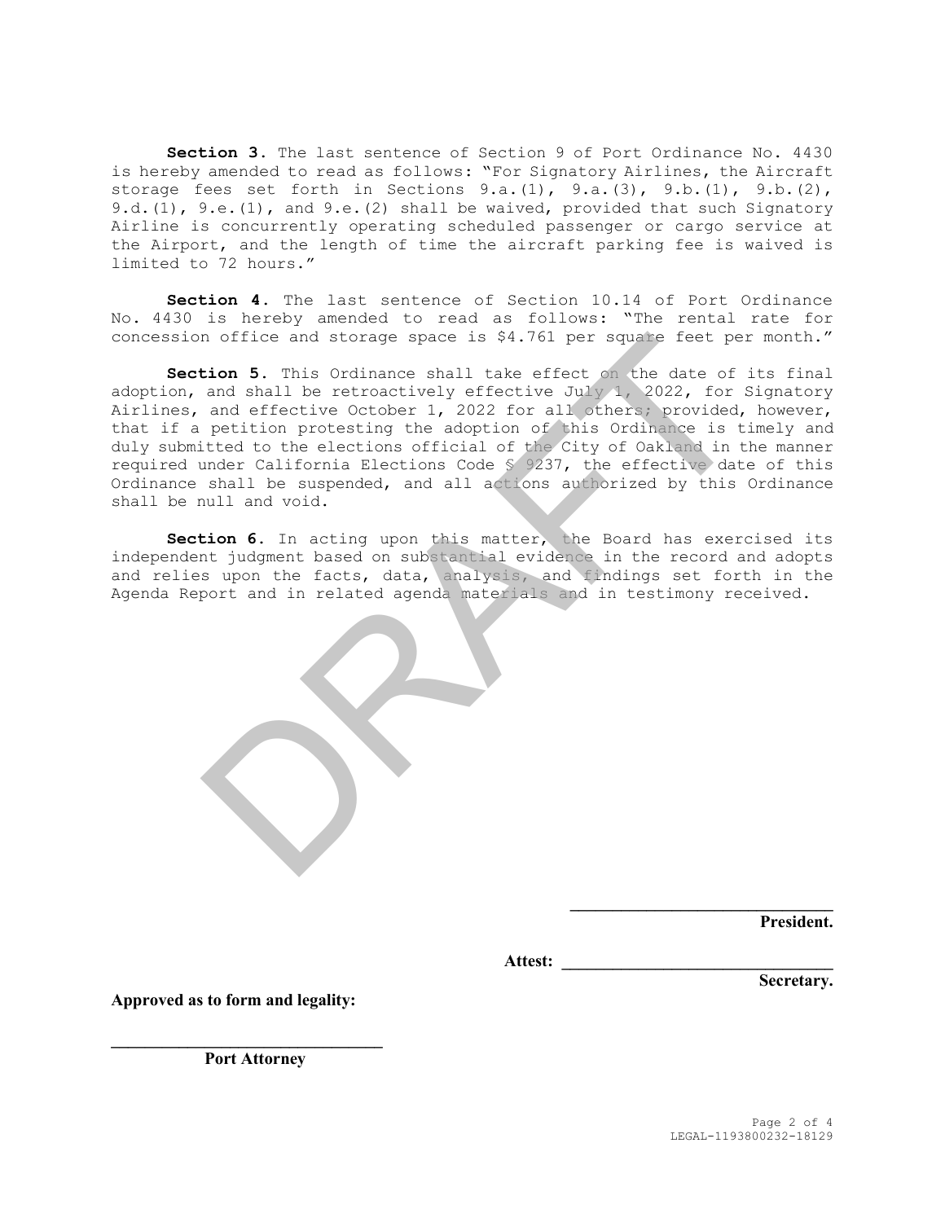**Section 3.** The last sentence of Section 9 of Port Ordinance No. 4430 is hereby amended to read as follows: "For Signatory Airlines, the Aircraft storage fees set forth in Sections 9.a.(1), 9.a.(3), 9.b.(1), 9.b.(2), 9.d.(1), 9.e.(1), and 9.e.(2) shall be waived, provided that such Signatory Airline is concurrently operating scheduled passenger or cargo service at the Airport, and the length of time the aircraft parking fee is waived is limited to 72 hours."

**Section 4.** The last sentence of Section 10.14 of Port Ordinance No. 4430 is hereby amended to read as follows: "The rental rate for concession office and storage space is $4.761 per square feet per month."

**Section 5.** This Ordinance shall take effect on the date of its final adoption, and shall be retroactively effective July 1, 2022, for Signatory Airlines, and effective October 1, 2022 for all others; provided, however, that if a petition protesting the adoption of this Ordinance is timely and duly submitted to the elections official of the City of Oakland in the manner required under California Elections Code § 9237, the effective date of this Ordinance shall be suspended, and all actions authorized by this Ordinance shall be null and void.

**Section 6.** In acting upon this matter, the Board has exercised its independent judgment based on substantial evidence in the record and adopts and relies upon the facts, data, analysis, and findings set forth in the Agenda Report and in related agenda materials and in testimony received.

DRAFT

______________________________
**President.**

**Attest:** ______________________________
**Secretary.**

**Approved as to form and legality:**

______________________________
**Port Attorney**

LEGAL-1193800232-18129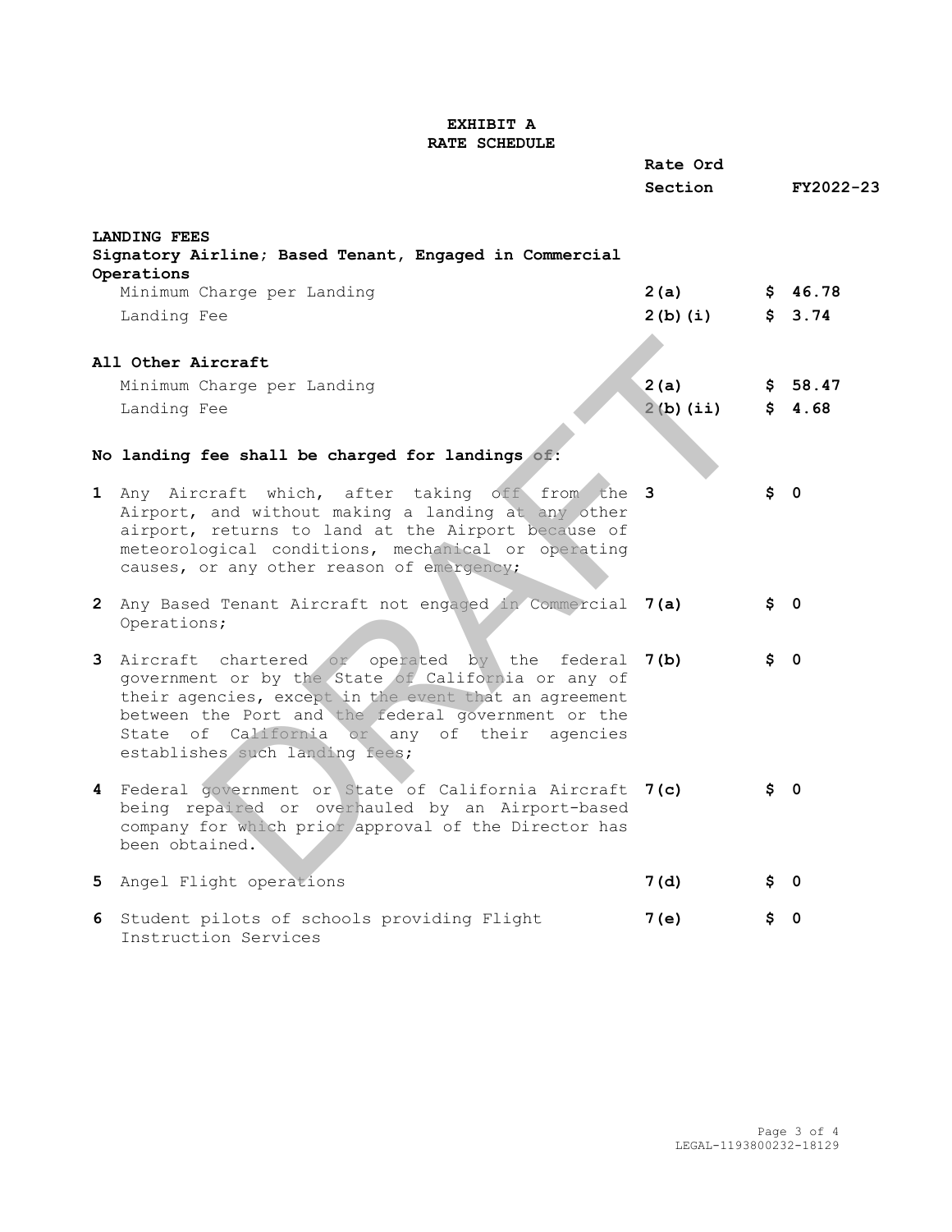# EXHIBIT A
## RATE SCHEDULE

| | Rate Ord Section | FY2022-23 |
|---|---|---|
| **LANDING FEES** | | |
| **Signatory Airline; Based Tenant, Engaged in Commercial Operations** | | |
| Minimum Charge per Landing | **2(a)** | **$ 46.78** |
| Landing Fee | **2(b)(i)** | **$ 3.74** |
| **All Other Aircraft** | | |
| Minimum Charge per Landing | **2(a)** | **$ 58.47** |
| Landing Fee | **2(b)(ii)** | **$ 4.68** |
| **No landing fee shall be charged for landings of:** | | |
| **1** Any Aircraft which, after taking off from the Airport, and without making a landing at any other airport, returns to land at the Airport because of meteorological conditions, mechanical or operating causes, or any other reason of emergency; | **3** | **$ 0** |
| **2** Any Based Tenant Aircraft not engaged in Commercial Operations; | **7(a)** | **$ 0** |
| **3** Aircraft chartered or operated by the federal government or by the State of California or any of their agencies, except in the event that an agreement between the Port and the federal government or the State of California or any of their agencies establishes such landing fees; | **7(b)** | **$ 0** |
| **4** Federal government or State of California Aircraft being repaired or overhauled by an Airport-based company for which prior approval of the Director has been obtained. | **7(c)** | **$ 0** |
| **5** Angel Flight operations | **7(d)** | **$ 0** |
| **6** Student pilots of schools providing Flight Instruction Services | **7(e)** | **$ 0** |

LEGAL-1193800232-18129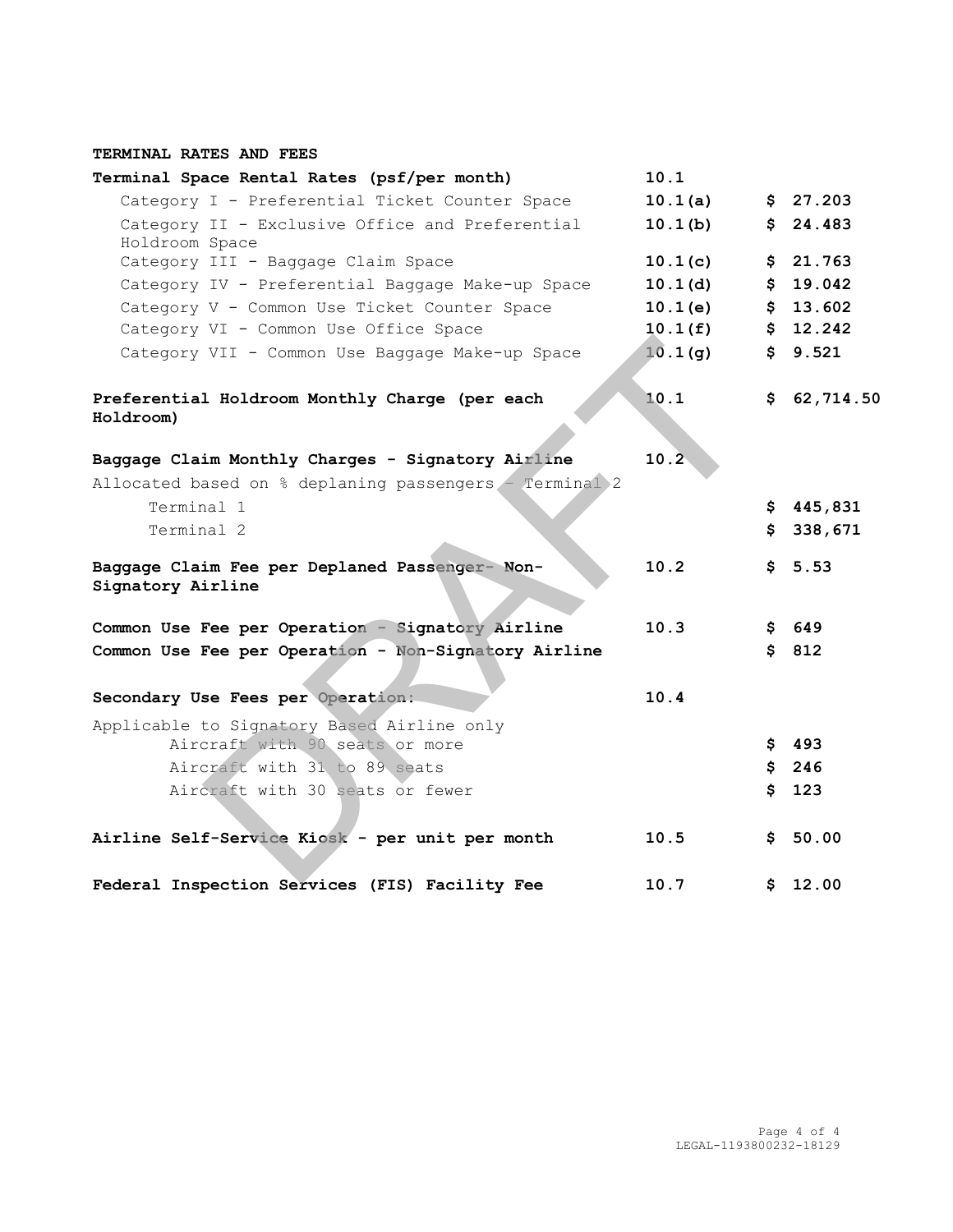**TERMINAL RATES AND FEES**

| | | |
|---|---|---|
| **Terminal Space Rental Rates (psf/per month)** | **10.1** | |
| Category I - Preferential Ticket Counter Space | **10.1(a)** | **$ 27.203** |
| Category II - Exclusive Office and Preferential Holdroom Space | **10.1(b)** | **$ 24.483** |
| Category III - Baggage Claim Space | **10.1(c)** | **$ 21.763** |
| Category IV - Preferential Baggage Make-up Space | **10.1(d)** | **$ 19.042** |
| Category V - Common Use Ticket Counter Space | **10.1(e)** | **$ 13.602** |
| Category VI - Common Use Office Space | **10.1(f)** | **$ 12.242** |
| Category VII - Common Use Baggage Make-up Space | **10.1(g)** | **$ 9.521** |
| **Preferential Holdroom Monthly Charge (per each Holdroom)** | **10.1** | **$ 62,714.50** |
| **Baggage Claim Monthly Charges - Signatory Airline** | **10.2** | |
| Allocated based on % deplaning passengers - Terminal 2 | | |
| Terminal 1 | | **$ 445,831** |
| Terminal 2 | | **$ 338,671** |
| **Baggage Claim Fee per Deplaned Passenger- Non-Signatory Airline** | **10.2** | **$ 5.53** |
| **Common Use Fee per Operation - Signatory Airline** | **10.3** | **$ 649** |
| **Common Use Fee per Operation - Non-Signatory Airline** | | **$ 812** |
| **Secondary Use Fees per Operation:** | **10.4** | |
| Applicable to Signatory Based Airline only | | |
| Aircraft with 90 seats or more | | **$ 493** |
| Aircraft with 31 to 89 seats | | **$ 246** |
| Aircraft with 30 seats or fewer | | **$ 123** |
| **Airline Self-Service Kiosk - per unit per month** | **10.5** | **$ 50.00** |
| **Federal Inspection Services (FIS) Facility Fee** | **10.7** | **$ 12.00** |

LEGAL-1193800232-18129